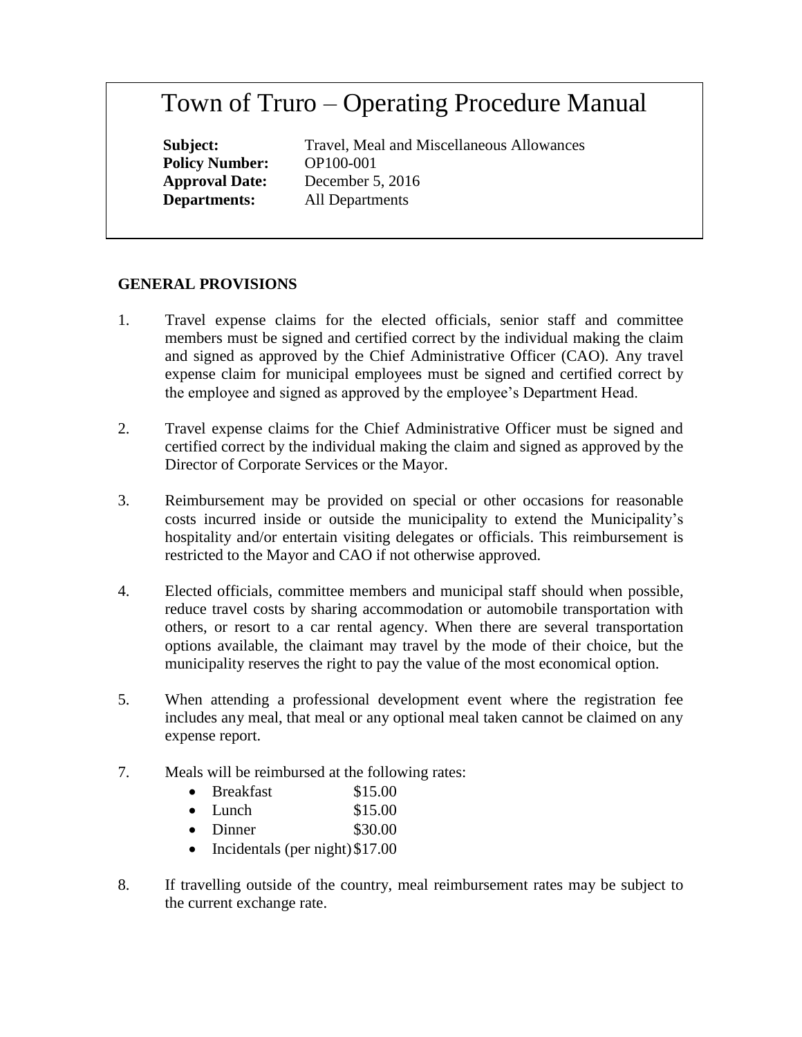# Town of Truro – Operating Procedure Manual

**Subject:** Travel, Meal and Miscellaneous Allowances
**Policy Number:** OP100-001
**Approval Date:** December 5, 2016
**Departments:** All Departments

## GENERAL PROVISIONS

1. Travel expense claims for the elected officials, senior staff and committee members must be signed and certified correct by the individual making the claim and signed as approved by the Chief Administrative Officer (CAO). Any travel expense claim for municipal employees must be signed and certified correct by the employee and signed as approved by the employee's Department Head.

2. Travel expense claims for the Chief Administrative Officer must be signed and certified correct by the individual making the claim and signed as approved by the Director of Corporate Services or the Mayor.

3. Reimbursement may be provided on special or other occasions for reasonable costs incurred inside or outside the municipality to extend the Municipality's hospitality and/or entertain visiting delegates or officials. This reimbursement is restricted to the Mayor and CAO if not otherwise approved.

4. Elected officials, committee members and municipal staff should when possible, reduce travel costs by sharing accommodation or automobile transportation with others, or resort to a car rental agency. When there are several transportation options available, the claimant may travel by the mode of their choice, but the municipality reserves the right to pay the value of the most economical option.

5. When attending a professional development event where the registration fee includes any meal, that meal or any optional meal taken cannot be claimed on any expense report.

7. Meals will be reimbursed at the following rates:
   - Breakfast $15.00
   - Lunch $15.00
   - Dinner $30.00
   - Incidentals (per night) $17.00

8. If travelling outside of the country, meal reimbursement rates may be subject to the current exchange rate.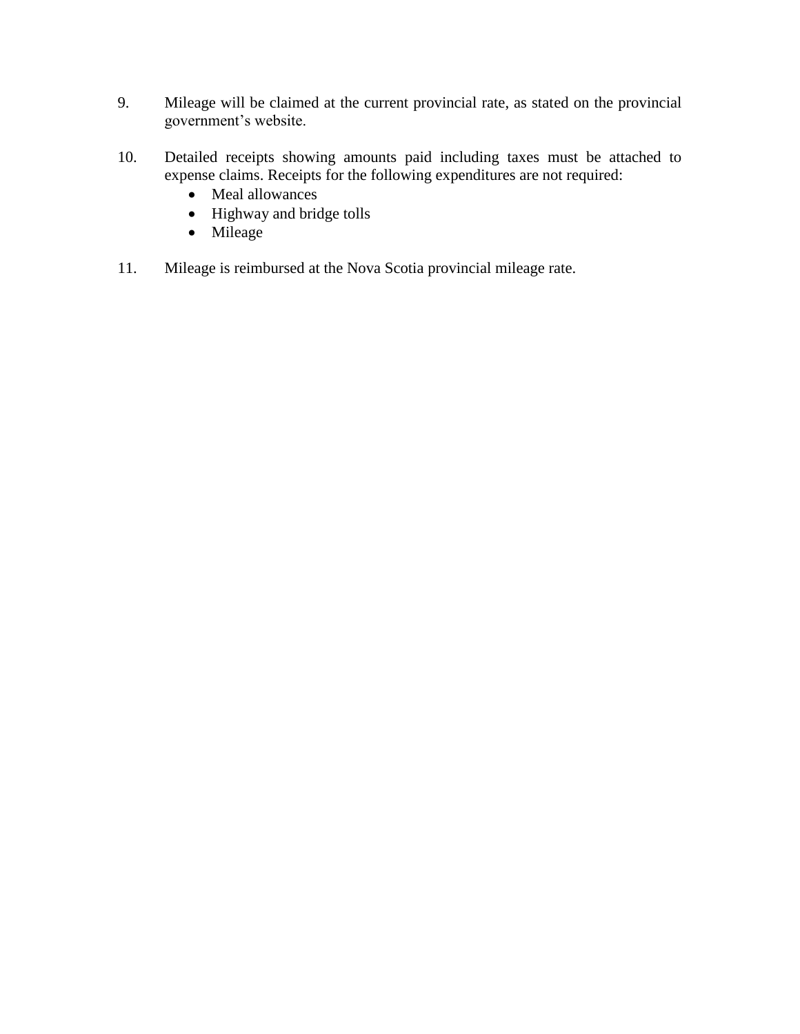9. Mileage will be claimed at the current provincial rate, as stated on the provincial government's website.

10. Detailed receipts showing amounts paid including taxes must be attached to expense claims. Receipts for the following expenditures are not required:
    - Meal allowances
    - Highway and bridge tolls
    - Mileage

11. Mileage is reimbursed at the Nova Scotia provincial mileage rate.